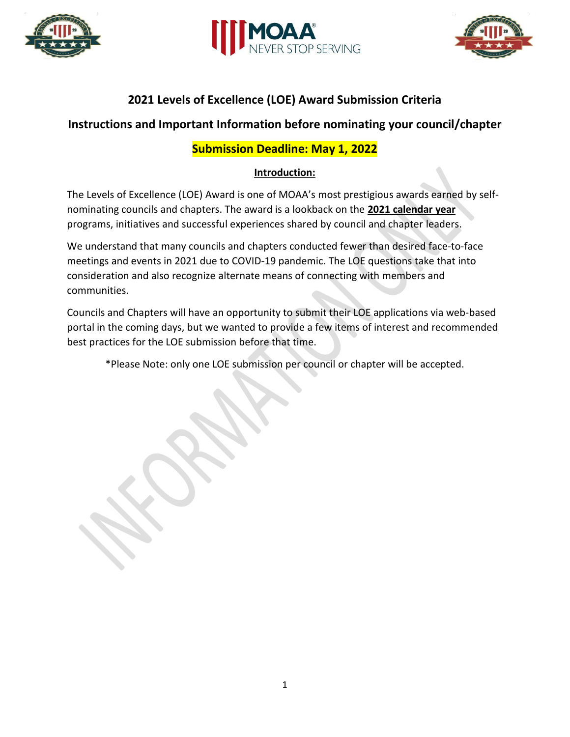# 2021 Levels of Excellence (LOE) Award Submission Criteria

## Instructions and Important Information before nominating your council/chapter

**Submission Deadline: May 1, 2022**

**Introduction:**

The Levels of Excellence (LOE) Award is one of MOAA's most prestigious awards earned by self-nominating councils and chapters. The award is a lookback on the **2021 calendar year** programs, initiatives and successful experiences shared by council and chapter leaders.

We understand that many councils and chapters conducted fewer than desired face-to-face meetings and events in 2021 due to COVID-19 pandemic. The LOE questions take that into consideration and also recognize alternate means of connecting with members and communities.

Councils and Chapters will have an opportunity to submit their LOE applications via web-based portal in the coming days, but we wanted to provide a few items of interest and recommended best practices for the LOE submission before that time.

*Please Note: only one LOE submission per council or chapter will be accepted.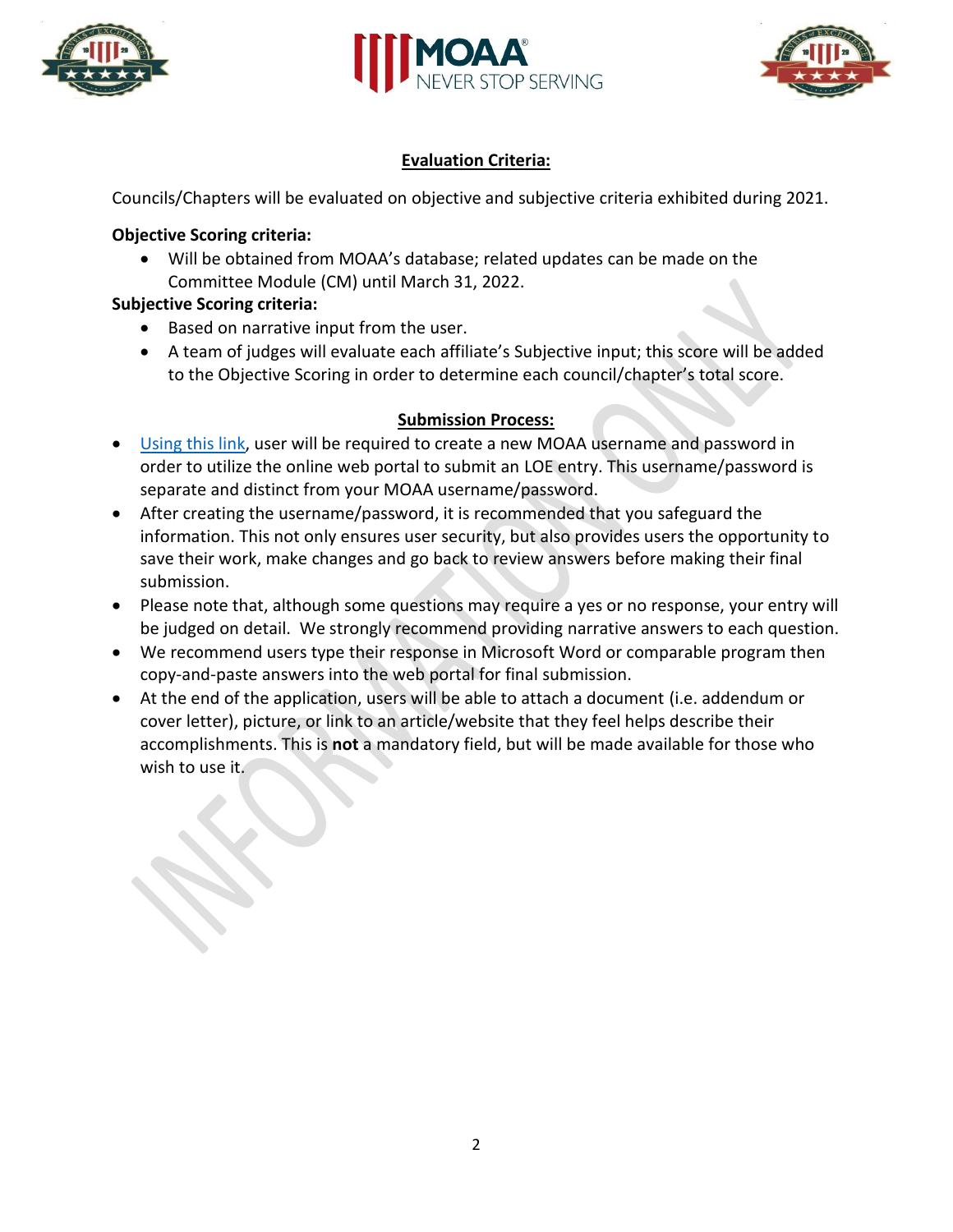## Evaluation Criteria:

Councils/Chapters will be evaluated on objective and subjective criteria exhibited during 2021.

**Objective Scoring criteria:**

- Will be obtained from MOAA's database; related updates can be made on the Committee Module (CM) until March 31, 2022.

**Subjective Scoring criteria:**

- Based on narrative input from the user.
- A team of judges will evaluate each affiliate's Subjective input; this score will be added to the Objective Scoring in order to determine each council/chapter's total score.

## Submission Process:

- Using this link, user will be required to create a new MOAA username and password in order to utilize the online web portal to submit an LOE entry. This username/password is separate and distinct from your MOAA username/password.
- After creating the username/password, it is recommended that you safeguard the information. This not only ensures user security, but also provides users the opportunity to save their work, make changes and go back to review answers before making their final submission.
- Please note that, although some questions may require a yes or no response, your entry will be judged on detail. We strongly recommend providing narrative answers to each question.
- We recommend users type their response in Microsoft Word or comparable program then copy-and-paste answers into the web portal for final submission.
- At the end of the application, users will be able to attach a document (i.e. addendum or cover letter), picture, or link to an article/website that they feel helps describe their accomplishments. This is **not** a mandatory field, but will be made available for those who wish to use it.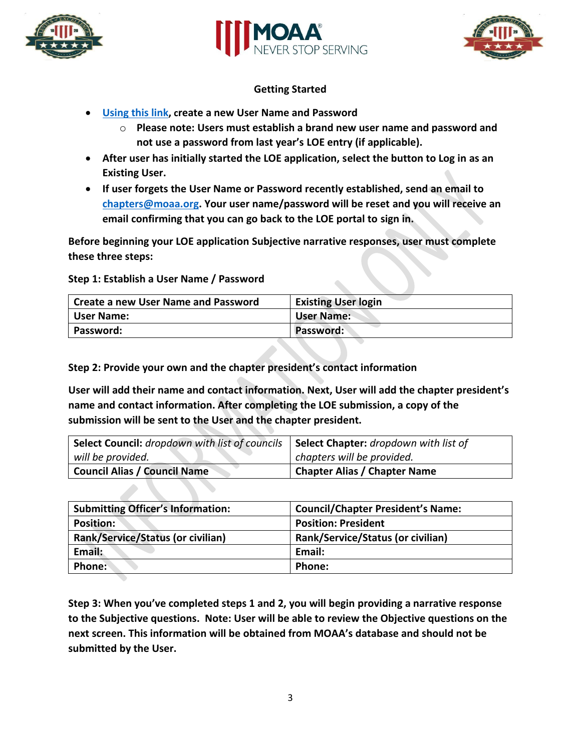## Getting Started

- **[Using this link](), create a new User Name and Password**
    - **Please note: Users must establish a brand new user name and password and not use a password from last year's LOE entry (if applicable).**
- **After user has initially started the LOE application, select the button to Log in as an Existing User.**
- **If user forgets the User Name or Password recently established, send an email to [chapters@moaa.org](mailto:chapters@moaa.org). Your user name/password will be reset and you will receive an email confirming that you can go back to the LOE portal to sign in.**

**Before beginning your LOE application Subjective narrative responses, user must complete these three steps:**

**Step 1: Establish a User Name / Password**

| Create a new User Name and Password | Existing User login |
|---|---|
| User Name: | User Name: |
| Password: | Password: |

**Step 2: Provide your own and the chapter president's contact information**

**User will add their name and contact information. Next, User will add the chapter president's name and contact information. After completing the LOE submission, a copy of the submission will be sent to the User and the chapter president.**

| **Select Council:** *dropdown with list of councils will be provided.* | **Select Chapter:** *dropdown with list of chapters will be provided.* |
|---|---|
| **Council Alias / Council Name** | **Chapter Alias / Chapter Name** |

| Submitting Officer's Information: | Council/Chapter President's Name: |
|---|---|
| Position: | Position: President |
| Rank/Service/Status (or civilian) | Rank/Service/Status (or civilian) |
| Email: | Email: |
| Phone: | Phone: |

**Step 3: When you've completed steps 1 and 2, you will begin providing a narrative response to the Subjective questions. Note: User will be able to review the Objective questions on the next screen. This information will be obtained from MOAA's database and should not be submitted by the User.**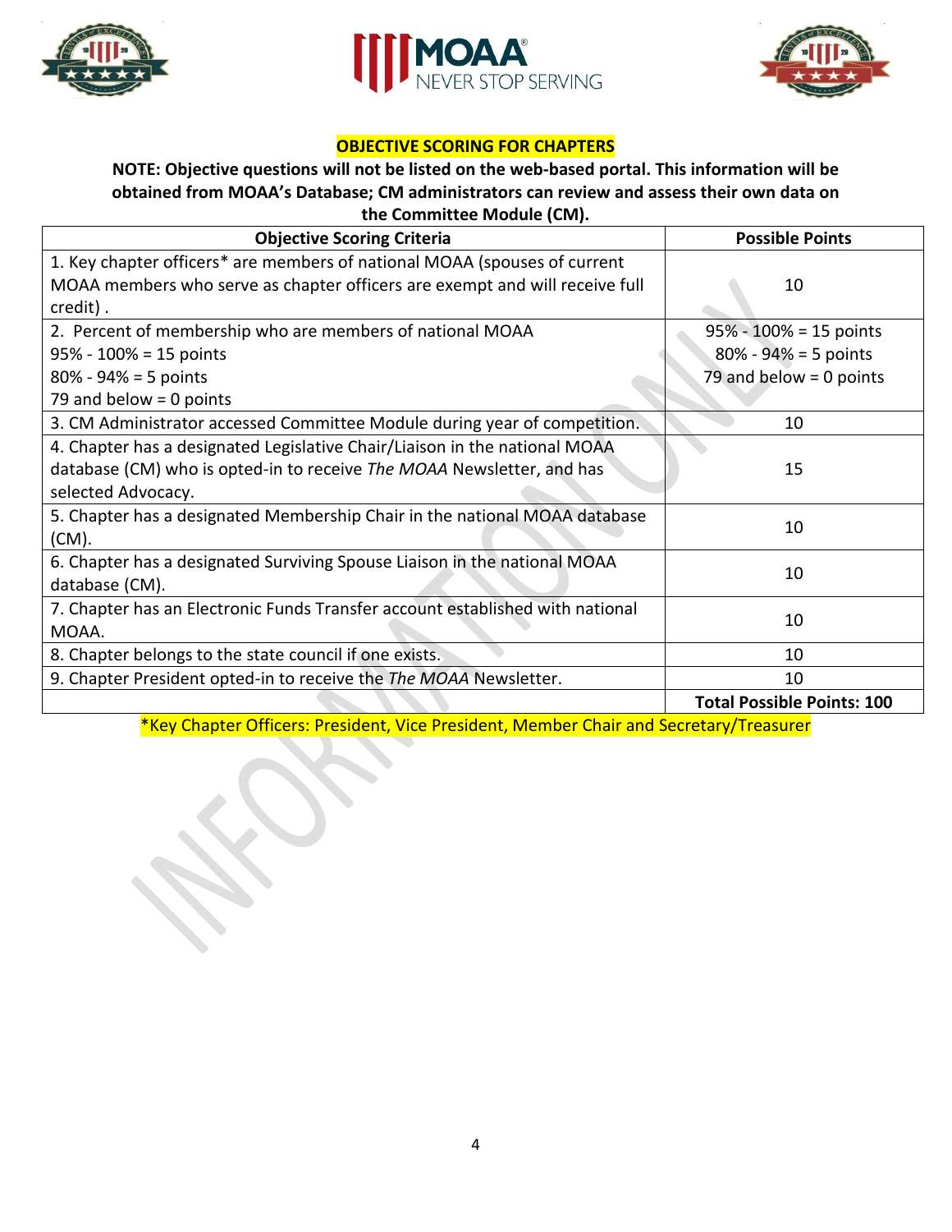**OBJECTIVE SCORING FOR CHAPTERS**

**NOTE: Objective questions will not be listed on the web-based portal. This information will be obtained from MOAA's Database; CM administrators can review and assess their own data on the Committee Module (CM).**

| Objective Scoring Criteria | Possible Points |
|---|---|
| 1. Key chapter officers* are members of national MOAA (spouses of current MOAA members who serve as chapter officers are exempt and will receive full credit) . | 10 |
| 2. Percent of membership who are members of national MOAA<br>95% - 100% = 15 points<br>80% - 94% = 5 points<br>79 and below = 0 points | 95% - 100% = 15 points<br>80% - 94% = 5 points<br>79 and below = 0 points |
| 3. CM Administrator accessed Committee Module during year of competition. | 10 |
| 4. Chapter has a designated Legislative Chair/Liaison in the national MOAA database (CM) who is opted-in to receive *The MOAA* Newsletter, and has selected Advocacy. | 15 |
| 5. Chapter has a designated Membership Chair in the national MOAA database (CM). | 10 |
| 6. Chapter has a designated Surviving Spouse Liaison in the national MOAA database (CM). | 10 |
| 7. Chapter has an Electronic Funds Transfer account established with national MOAA. | 10 |
| 8. Chapter belongs to the state council if one exists. | 10 |
| 9. Chapter President opted-in to receive the *The MOAA* Newsletter. | 10 |
| | **Total Possible Points: 100** |

*Key Chapter Officers: President, Vice President, Member Chair and Secretary/Treasurer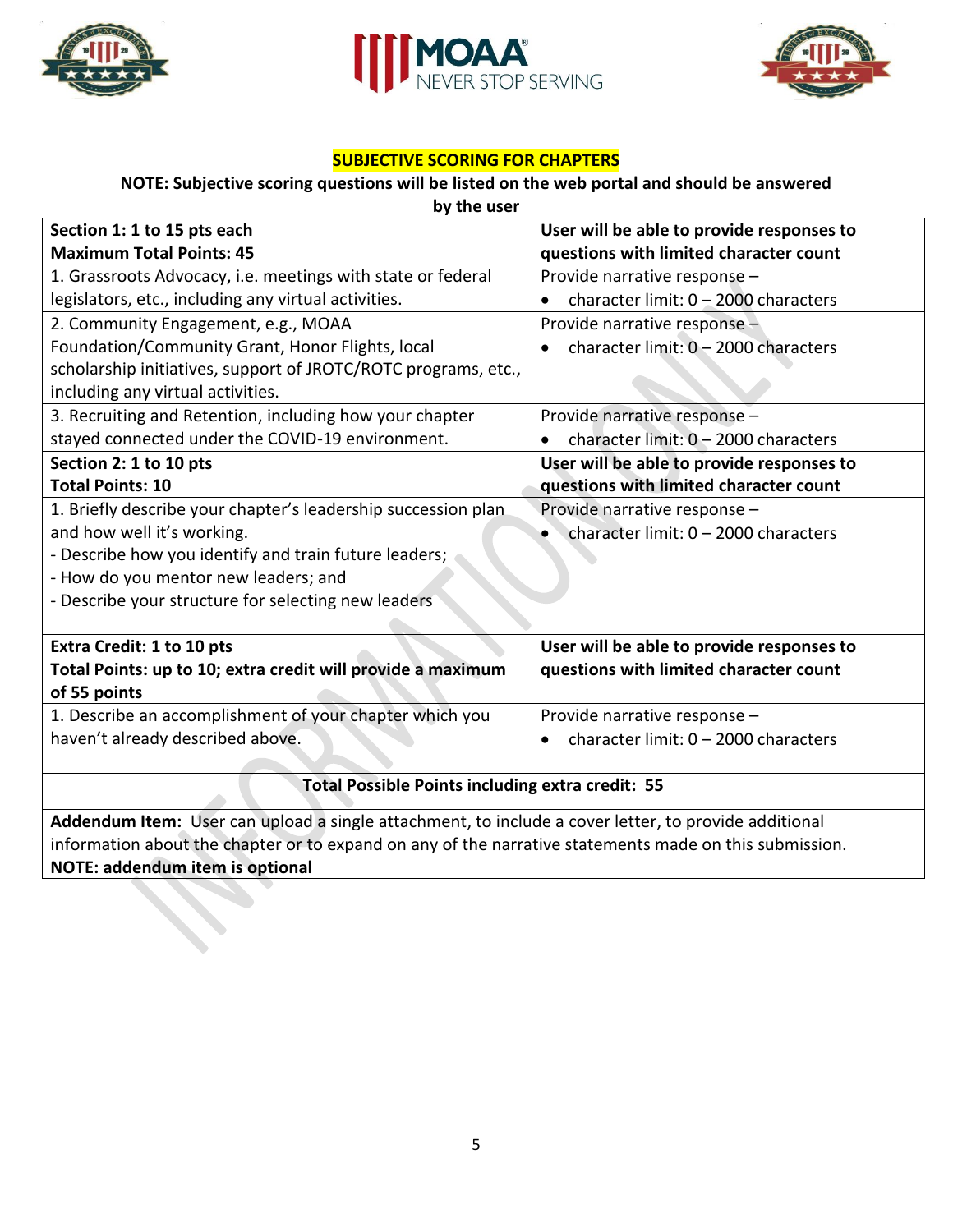## SUBJECTIVE SCORING FOR CHAPTERS

**NOTE: Subjective scoring questions will be listed on the web portal and should be answered by the user**

| **Section 1: 1 to 15 pts each**<br>**Maximum Total Points: 45** | **User will be able to provide responses to questions with limited character count** |
|---|---|
| 1. Grassroots Advocacy, i.e. meetings with state or federal legislators, etc., including any virtual activities. | Provide narrative response –<br>• character limit: 0 – 2000 characters |
| 2. Community Engagement, e.g., MOAA Foundation/Community Grant, Honor Flights, local scholarship initiatives, support of JROTC/ROTC programs, etc., including any virtual activities. | Provide narrative response –<br>• character limit: 0 – 2000 characters |
| 3. Recruiting and Retention, including how your chapter stayed connected under the COVID-19 environment. | Provide narrative response –<br>• character limit: 0 – 2000 characters |
| **Section 2: 1 to 10 pts**<br>**Total Points: 10** | **User will be able to provide responses to questions with limited character count** |
| 1. Briefly describe your chapter's leadership succession plan and how well it's working.<br>- Describe how you identify and train future leaders;<br>- How do you mentor new leaders; and<br>- Describe your structure for selecting new leaders | Provide narrative response –<br>• character limit: 0 – 2000 characters |
| **Extra Credit: 1 to 10 pts**<br>**Total Points: up to 10; extra credit will provide a maximum of 55 points** | **User will be able to provide responses to questions with limited character count** |
| 1. Describe an accomplishment of your chapter which you haven't already described above. | Provide narrative response –<br>• character limit: 0 – 2000 characters |
| **Total Possible Points including extra credit: 55** | |
| **Addendum Item:** User can upload a single attachment, to include a cover letter, to provide additional information about the chapter or to expand on any of the narrative statements made on this submission.<br>**NOTE: addendum item is optional** | |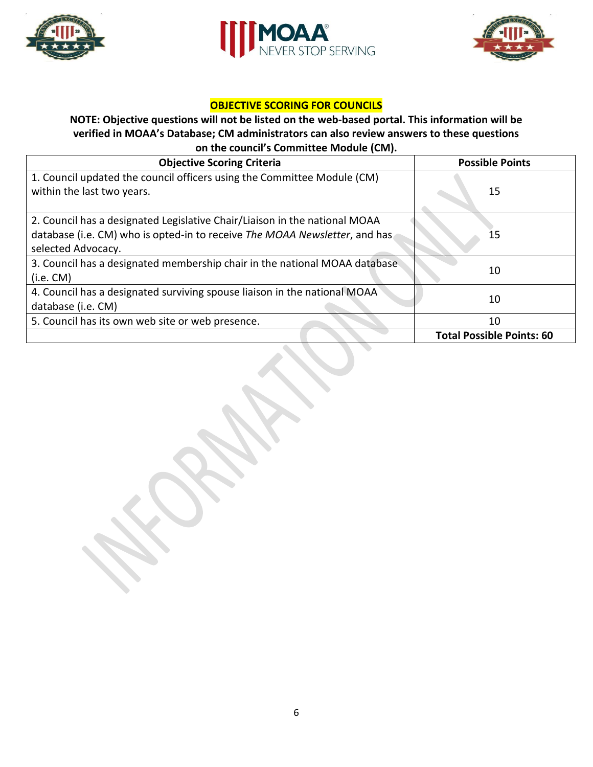## OBJECTIVE SCORING FOR COUNCILS

**NOTE: Objective questions will not be listed on the web-based portal. This information will be verified in MOAA's Database; CM administrators can also review answers to these questions on the council's Committee Module (CM).**

| Objective Scoring Criteria | Possible Points |
|---|---|
| 1. Council updated the council officers using the Committee Module (CM) within the last two years. | 15 |
| 2. Council has a designated Legislative Chair/Liaison in the national MOAA database (i.e. CM) who is opted-in to receive *The MOAA Newsletter*, and has selected Advocacy. | 15 |
| 3. Council has a designated membership chair in the national MOAA database (i.e. CM) | 10 |
| 4. Council has a designated surviving spouse liaison in the national MOAA database (i.e. CM) | 10 |
| 5. Council has its own web site or web presence. | 10 |
| | **Total Possible Points: 60** |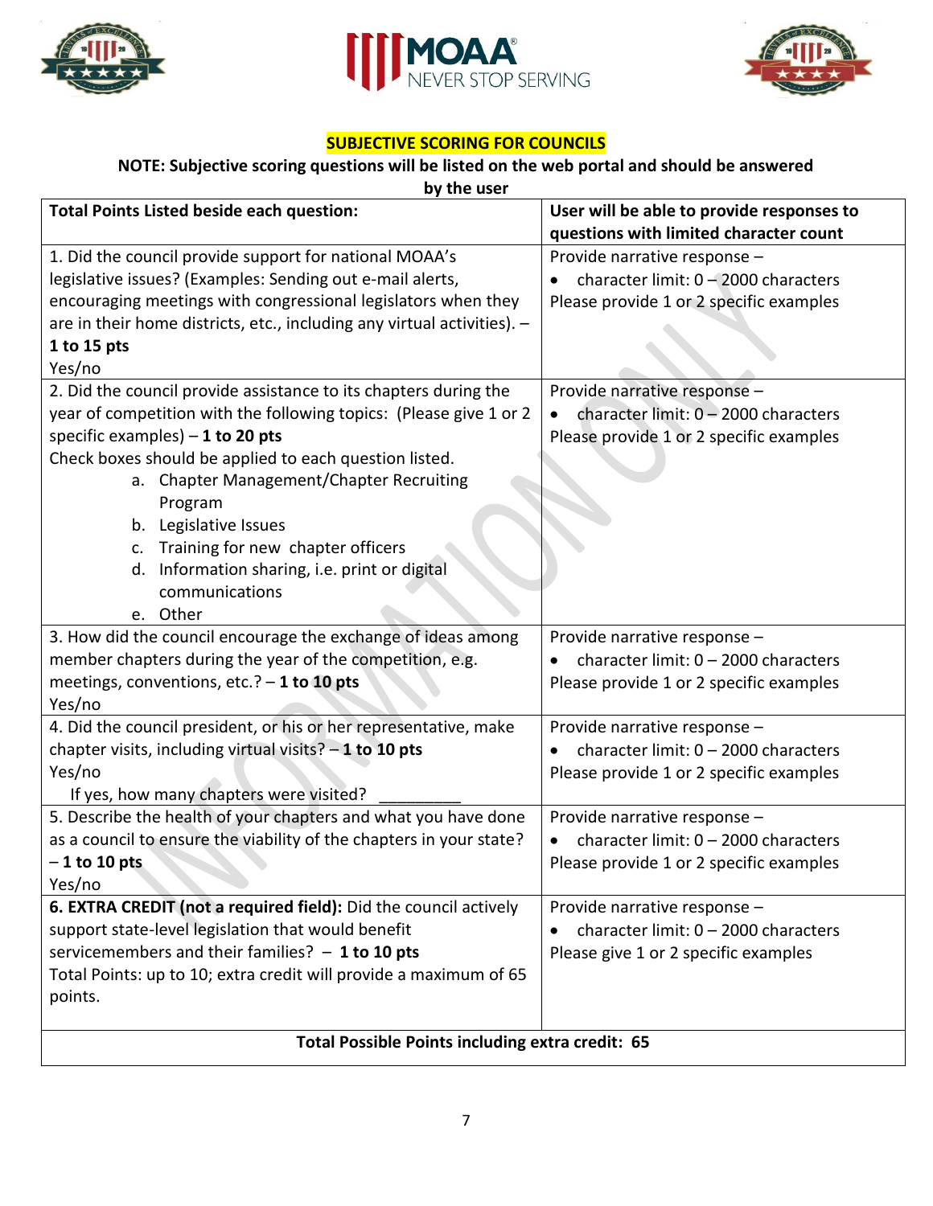**SUBJECTIVE SCORING FOR COUNCILS**

**NOTE: Subjective scoring questions will be listed on the web portal and should be answered by the user**

| Total Points Listed beside each question: | User will be able to provide responses to questions with limited character count |
|---|---|
| 1. Did the council provide support for national MOAA's legislative issues? (Examples: Sending out e-mail alerts, encouraging meetings with congressional legislators when they are in their home districts, etc., including any virtual activities). – **1 to 15 pts**<br>Yes/no | Provide narrative response –<br>• character limit: 0 – 2000 characters<br>Please provide 1 or 2 specific examples |
| 2. Did the council provide assistance to its chapters during the year of competition with the following topics: (Please give 1 or 2 specific examples) – **1 to 20 pts**<br>Check boxes should be applied to each question listed.<br>a. Chapter Management/Chapter Recruiting Program<br>b. Legislative Issues<br>c. Training for new chapter officers<br>d. Information sharing, i.e. print or digital communications<br>e. Other | Provide narrative response –<br>• character limit: 0 – 2000 characters<br>Please provide 1 or 2 specific examples |
| 3. How did the council encourage the exchange of ideas among member chapters during the year of the competition, e.g. meetings, conventions, etc.? – **1 to 10 pts**<br>Yes/no | Provide narrative response –<br>• character limit: 0 – 2000 characters<br>Please provide 1 or 2 specific examples |
| 4. Did the council president, or his or her representative, make chapter visits, including virtual visits? – **1 to 10 pts**<br>Yes/no<br>If yes, how many chapters were visited? __________ | Provide narrative response –<br>• character limit: 0 – 2000 characters<br>Please provide 1 or 2 specific examples |
| 5. Describe the health of your chapters and what you have done as a council to ensure the viability of the chapters in your state? – **1 to 10 pts**<br>Yes/no | Provide narrative response –<br>• character limit: 0 – 2000 characters<br>Please provide 1 or 2 specific examples |
| **6. EXTRA CREDIT (not a required field):** Did the council actively support state-level legislation that would benefit servicemembers and their families? – **1 to 10 pts**<br>Total Points: up to 10; extra credit will provide a maximum of 65 points. | Provide narrative response –<br>• character limit: 0 – 2000 characters<br>Please give 1 or 2 specific examples |
| **Total Possible Points including extra credit: 65** | |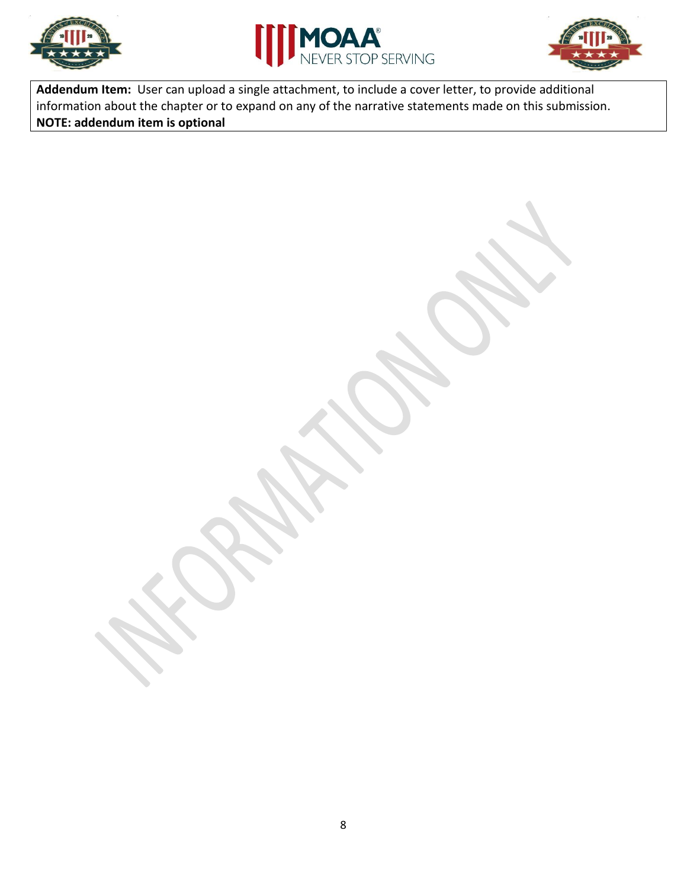**Addendum Item:** User can upload a single attachment, to include a cover letter, to provide additional information about the chapter or to expand on any of the narrative statements made on this submission.
**NOTE: addendum item is optional**

INFORMATION ONLY